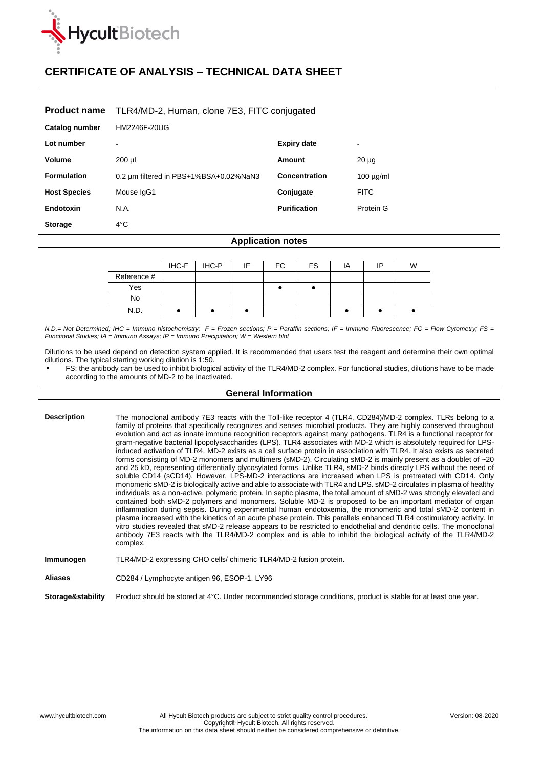# CERTIFICATE OF ANALYSIS – TECHNICAL DATA SHEET

| | | | |
|---|---|---|---|
| **Product name** | TLR4/MD-2, Human, clone 7E3, FITC conjugated | | |
| **Catalog number** | HM2246F-20UG | | |
| **Lot number** | - | **Expiry date** | - |
| **Volume** | 200 µl | **Amount** | 20 µg |
| **Formulation** | 0.2 µm filtered in PBS+1%BSA+0.02%NaN3 | **Concentration** | 100 µg/ml |
| **Host Species** | Mouse IgG1 | **Conjugate** | FITC |
| **Endotoxin** | N.A. | **Purification** | Protein G |
| **Storage** | 4°C | | |

## Application notes

| | IHC-F | IHC-P | IF | FC | FS | IA | IP | W |
|---|---|---|---|---|---|---|---|---|
| Reference # | | | | | | | | |
| Yes | | | | ● | ● | | | |
| No | | | | | | | | |
| N.D. | ● | ● | ● | | | ● | ● | ● |

*N.D.= Not Determined; IHC = Immuno histochemistry; F = Frozen sections; P = Paraffin sections; IF = Immuno Fluorescence; FC = Flow Cytometry; FS = Functional Studies; IA = Immuno Assays; IP = Immuno Precipitation; W = Western blot*

Dilutions to be used depend on detection system applied. It is recommended that users test the reagent and determine their own optimal dilutions. The typical starting working dilution is 1:50.

- FS: the antibody can be used to inhibit biological activity of the TLR4/MD-2 complex. For functional studies, dilutions have to be made according to the amounts of MD-2 to be inactivated.

## General Information

**Description**

The monoclonal antibody 7E3 reacts with the Toll-like receptor 4 (TLR4, CD284)/MD-2 complex. TLRs belong to a family of proteins that specifically recognizes and senses microbial products. They are highly conserved throughout evolution and act as innate immune recognition receptors against many pathogens. TLR4 is a functional receptor for gram-negative bacterial lipopolysaccharides (LPS). TLR4 associates with MD-2 which is absolutely required for LPS-induced activation of TLR4. MD-2 exists as a cell surface protein in association with TLR4. It also exists as secreted forms consisting of MD-2 monomers and multimers (sMD-2). Circulating sMD-2 is mainly present as a doublet of ~20 and 25 kD, representing differentially glycosylated forms. Unlike TLR4, sMD-2 binds directly LPS without the need of soluble CD14 (sCD14). However, LPS-MD-2 interactions are increased when LPS is pretreated with CD14. Only monomeric sMD-2 is biologically active and able to associate with TLR4 and LPS. sMD-2 circulates in plasma of healthy individuals as a non-active, polymeric protein. In septic plasma, the total amount of sMD-2 was strongly elevated and contained both sMD-2 polymers and monomers. Soluble MD-2 is proposed to be an important mediator of organ inflammation during sepsis. During experimental human endotoxemia, the monomeric and total sMD-2 content in plasma increased with the kinetics of an acute phase protein. This parallels enhanced TLR4 costimulatory activity. In vitro studies revealed that sMD-2 release appears to be restricted to endothelial and dendritic cells. The monoclonal antibody 7E3 reacts with the TLR4/MD-2 complex and is able to inhibit the biological activity of the TLR4/MD-2 complex.

**Immunogen**

TLR4/MD-2 expressing CHO cells/ chimeric TLR4/MD-2 fusion protein.

**Aliases**

CD284 / Lymphocyte antigen 96, ESOP-1, LY96

**Storage&stability**

Product should be stored at 4°C. Under recommended storage conditions, product is stable for at least one year.

www.hycultbiotech.com — All Hycult Biotech products are subject to strict quality control procedures. Copyright® Hycult Biotech. All rights reserved. The information on this data sheet should neither be considered comprehensive or definitive. — Version: 08-2020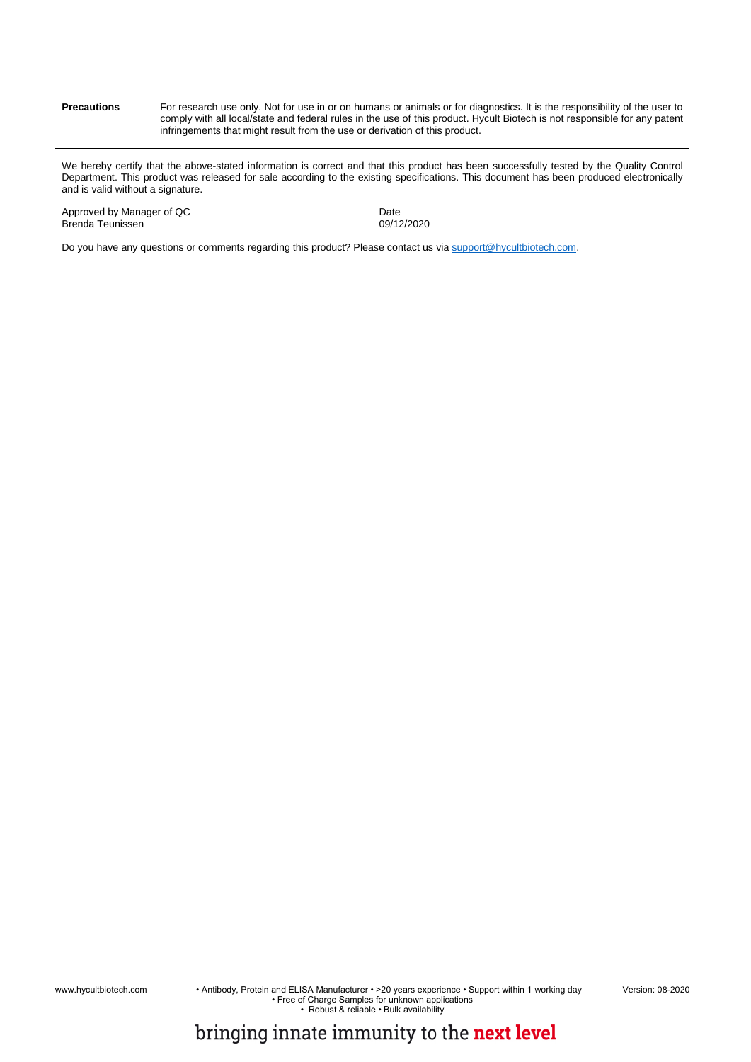**Precautions**

For research use only. Not for use in or on humans or animals or for diagnostics. It is the responsibility of the user to comply with all local/state and federal rules in the use of this product. Hycult Biotech is not responsible for any patent infringements that might result from the use or derivation of this product.

---

We hereby certify that the above-stated information is correct and that this product has been successfully tested by the Quality Control Department. This product was released for sale according to the existing specifications. This document has been produced electronically and is valid without a signature.

| | |
|---|---|
| Approved by Manager of QC | Date |
| Brenda Teunissen | 09/12/2020 |

Do you have any questions or comments regarding this product? Please contact us via support@hycultbiotech.com.

www.hycultbiotech.com • Antibody, Protein and ELISA Manufacturer • >20 years experience • Support within 1 working day • Free of Charge Samples for unknown applications • Robust & reliable • Bulk availability

Version: 08-2020

bringing innate immunity to the **next level**